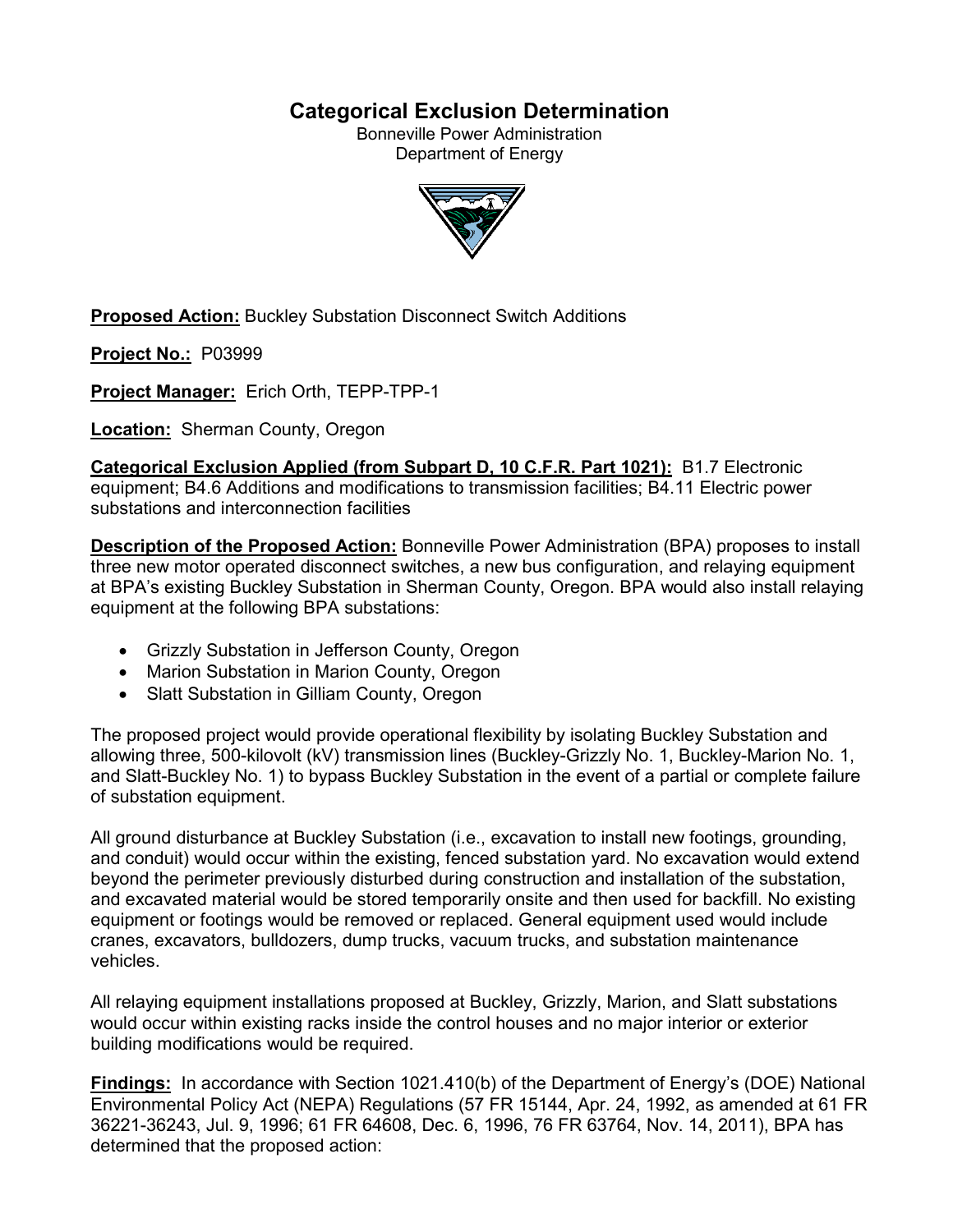# Categorical Exclusion Determination

Bonneville Power Administration
Department of Energy

**Proposed Action:** Buckley Substation Disconnect Switch Additions

**Project No.:** P03999

**Project Manager:** Erich Orth, TEPP-TPP-1

**Location:** Sherman County, Oregon

**Categorical Exclusion Applied (from Subpart D, 10 C.F.R. Part 1021):** B1.7 Electronic equipment; B4.6 Additions and modifications to transmission facilities; B4.11 Electric power substations and interconnection facilities

**Description of the Proposed Action:** Bonneville Power Administration (BPA) proposes to install three new motor operated disconnect switches, a new bus configuration, and relaying equipment at BPA's existing Buckley Substation in Sherman County, Oregon. BPA would also install relaying equipment at the following BPA substations:

- Grizzly Substation in Jefferson County, Oregon
- Marion Substation in Marion County, Oregon
- Slatt Substation in Gilliam County, Oregon

The proposed project would provide operational flexibility by isolating Buckley Substation and allowing three, 500-kilovolt (kV) transmission lines (Buckley-Grizzly No. 1, Buckley-Marion No. 1, and Slatt-Buckley No. 1) to bypass Buckley Substation in the event of a partial or complete failure of substation equipment.

All ground disturbance at Buckley Substation (i.e., excavation to install new footings, grounding, and conduit) would occur within the existing, fenced substation yard. No excavation would extend beyond the perimeter previously disturbed during construction and installation of the substation, and excavated material would be stored temporarily onsite and then used for backfill. No existing equipment or footings would be removed or replaced. General equipment used would include cranes, excavators, bulldozers, dump trucks, vacuum trucks, and substation maintenance vehicles.

All relaying equipment installations proposed at Buckley, Grizzly, Marion, and Slatt substations would occur within existing racks inside the control houses and no major interior or exterior building modifications would be required.

**Findings:** In accordance with Section 1021.410(b) of the Department of Energy's (DOE) National Environmental Policy Act (NEPA) Regulations (57 FR 15144, Apr. 24, 1992, as amended at 61 FR 36221-36243, Jul. 9, 1996; 61 FR 64608, Dec. 6, 1996, 76 FR 63764, Nov. 14, 2011), BPA has determined that the proposed action: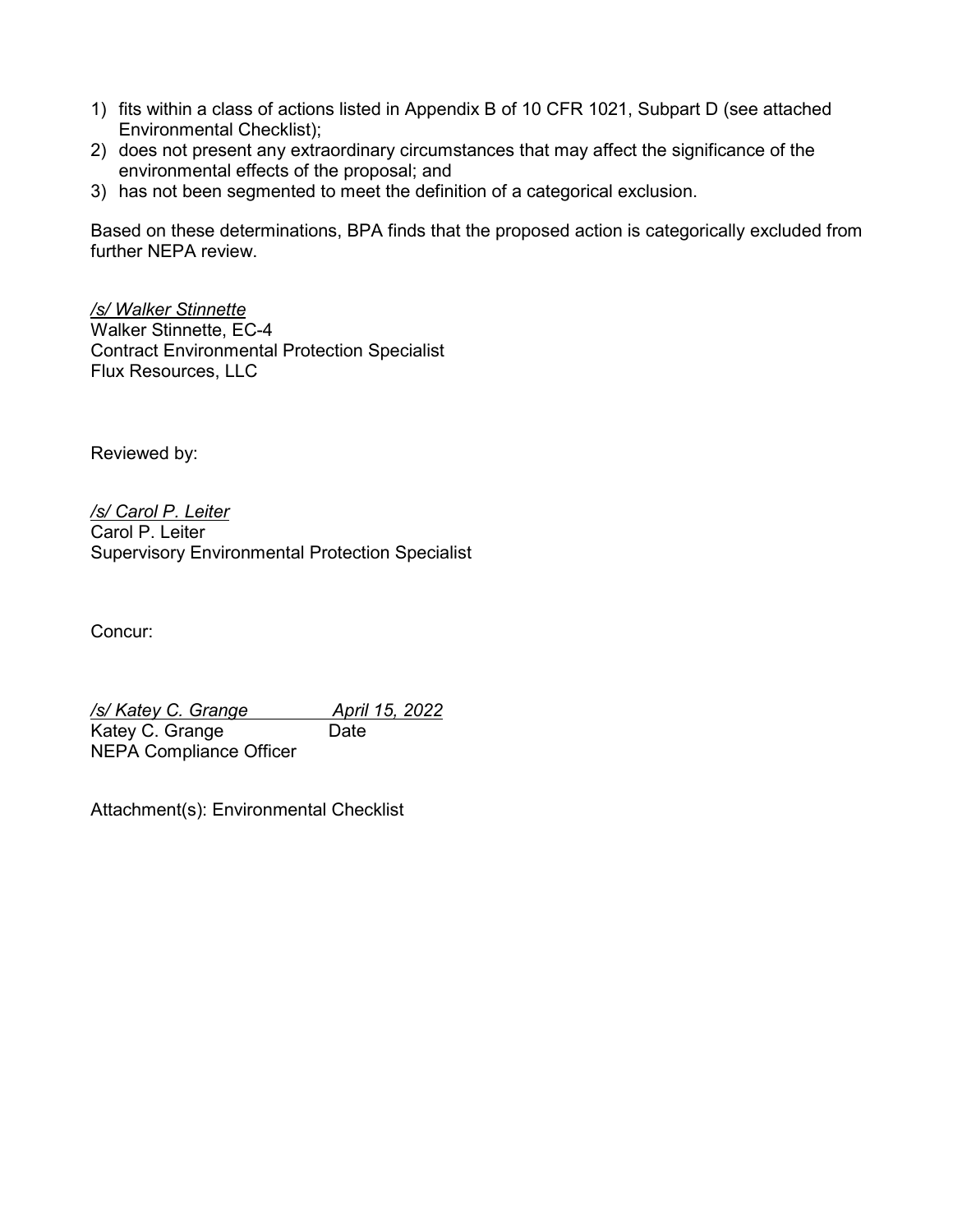1) fits within a class of actions listed in Appendix B of 10 CFR 1021, Subpart D (see attached Environmental Checklist);
2) does not present any extraordinary circumstances that may affect the significance of the environmental effects of the proposal; and
3) has not been segmented to meet the definition of a categorical exclusion.

Based on these determinations, BPA finds that the proposed action is categorically excluded from further NEPA review.

*/s/ Walker Stinnette*
Walker Stinnette, EC-4
Contract Environmental Protection Specialist
Flux Resources, LLC

Reviewed by:

*/s/ Carol P. Leiter*
Carol P. Leiter
Supervisory Environmental Protection Specialist

Concur:

*/s/ Katey C. Grange* *April 15, 2022*
Katey C. Grange Date
NEPA Compliance Officer

Attachment(s): Environmental Checklist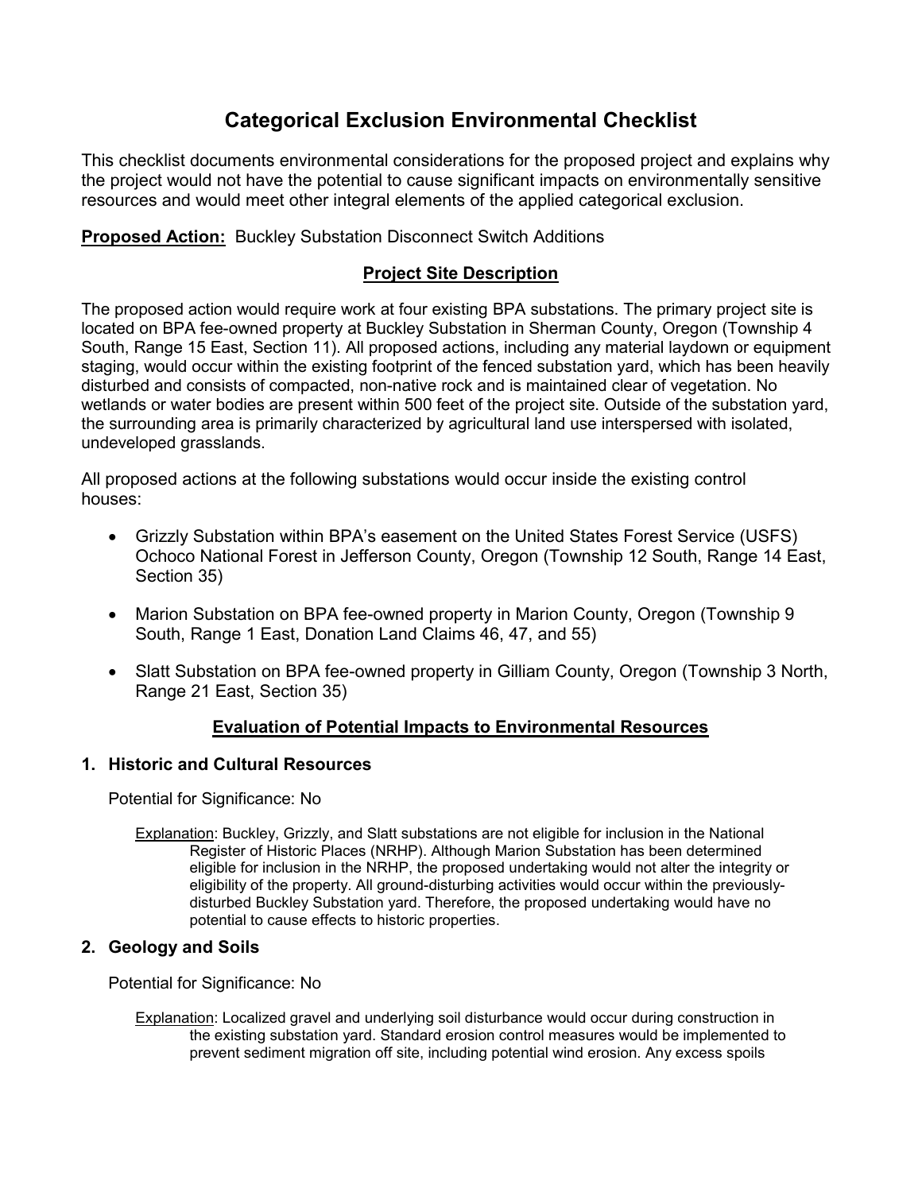# Categorical Exclusion Environmental Checklist

This checklist documents environmental considerations for the proposed project and explains why the project would not have the potential to cause significant impacts on environmentally sensitive resources and would meet other integral elements of the applied categorical exclusion.

**Proposed Action:** Buckley Substation Disconnect Switch Additions

## Project Site Description

The proposed action would require work at four existing BPA substations. The primary project site is located on BPA fee-owned property at Buckley Substation in Sherman County, Oregon (Township 4 South, Range 15 East, Section 11). All proposed actions, including any material laydown or equipment staging, would occur within the existing footprint of the fenced substation yard, which has been heavily disturbed and consists of compacted, non-native rock and is maintained clear of vegetation. No wetlands or water bodies are present within 500 feet of the project site. Outside of the substation yard, the surrounding area is primarily characterized by agricultural land use interspersed with isolated, undeveloped grasslands.

All proposed actions at the following substations would occur inside the existing control houses:

- Grizzly Substation within BPA's easement on the United States Forest Service (USFS) Ochoco National Forest in Jefferson County, Oregon (Township 12 South, Range 14 East, Section 35)
- Marion Substation on BPA fee-owned property in Marion County, Oregon (Township 9 South, Range 1 East, Donation Land Claims 46, 47, and 55)
- Slatt Substation on BPA fee-owned property in Gilliam County, Oregon (Township 3 North, Range 21 East, Section 35)

## Evaluation of Potential Impacts to Environmental Resources

### 1. Historic and Cultural Resources

Potential for Significance: No

Explanation: Buckley, Grizzly, and Slatt substations are not eligible for inclusion in the National Register of Historic Places (NRHP). Although Marion Substation has been determined eligible for inclusion in the NRHP, the proposed undertaking would not alter the integrity or eligibility of the property. All ground-disturbing activities would occur within the previously-disturbed Buckley Substation yard. Therefore, the proposed undertaking would have no potential to cause effects to historic properties.

### 2. Geology and Soils

Potential for Significance: No

Explanation: Localized gravel and underlying soil disturbance would occur during construction in the existing substation yard. Standard erosion control measures would be implemented to prevent sediment migration off site, including potential wind erosion. Any excess spoils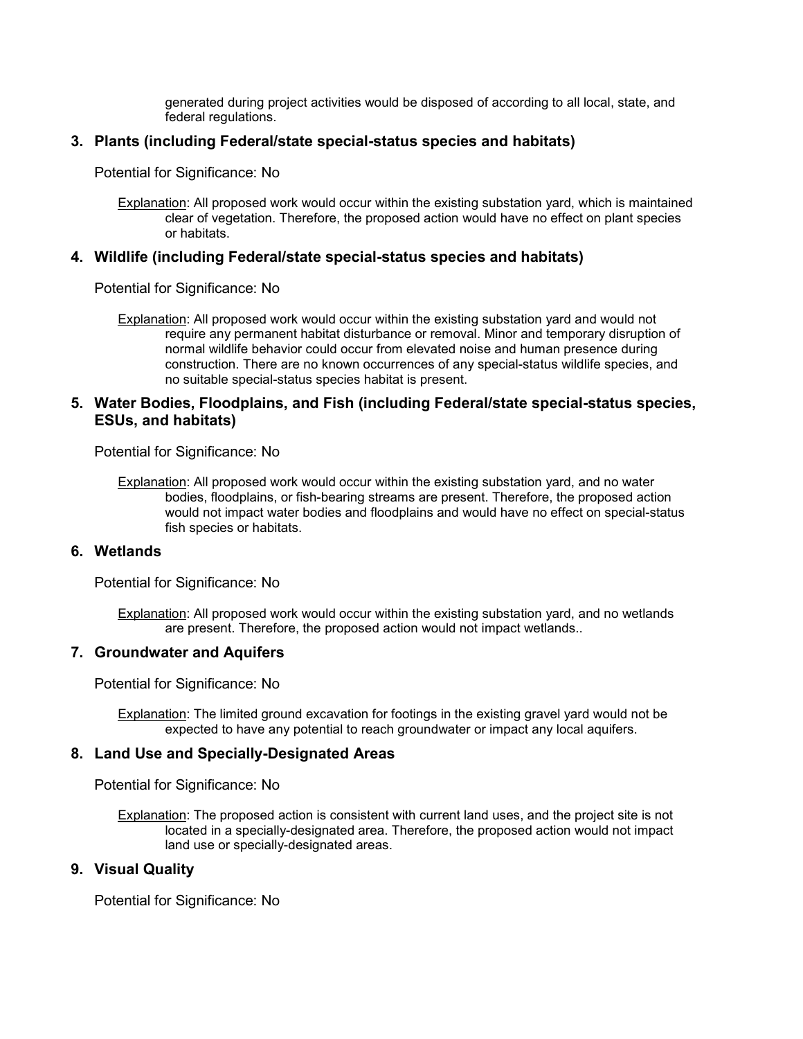generated during project activities would be disposed of according to all local, state, and federal regulations.

### 3. Plants (including Federal/state special-status species and habitats)

Potential for Significance: No

Explanation: All proposed work would occur within the existing substation yard, which is maintained clear of vegetation. Therefore, the proposed action would have no effect on plant species or habitats.

### 4. Wildlife (including Federal/state special-status species and habitats)

Potential for Significance: No

Explanation: All proposed work would occur within the existing substation yard and would not require any permanent habitat disturbance or removal. Minor and temporary disruption of normal wildlife behavior could occur from elevated noise and human presence during construction. There are no known occurrences of any special-status wildlife species, and no suitable special-status species habitat is present.

### 5. Water Bodies, Floodplains, and Fish (including Federal/state special-status species, ESUs, and habitats)

Potential for Significance: No

Explanation: All proposed work would occur within the existing substation yard, and no water bodies, floodplains, or fish-bearing streams are present. Therefore, the proposed action would not impact water bodies and floodplains and would have no effect on special-status fish species or habitats.

### 6. Wetlands

Potential for Significance: No

Explanation: All proposed work would occur within the existing substation yard, and no wetlands are present. Therefore, the proposed action would not impact wetlands..

### 7. Groundwater and Aquifers

Potential for Significance: No

Explanation: The limited ground excavation for footings in the existing gravel yard would not be expected to have any potential to reach groundwater or impact any local aquifers.

### 8. Land Use and Specially-Designated Areas

Potential for Significance: No

Explanation: The proposed action is consistent with current land uses, and the project site is not located in a specially-designated area. Therefore, the proposed action would not impact land use or specially-designated areas.

### 9. Visual Quality

Potential for Significance: No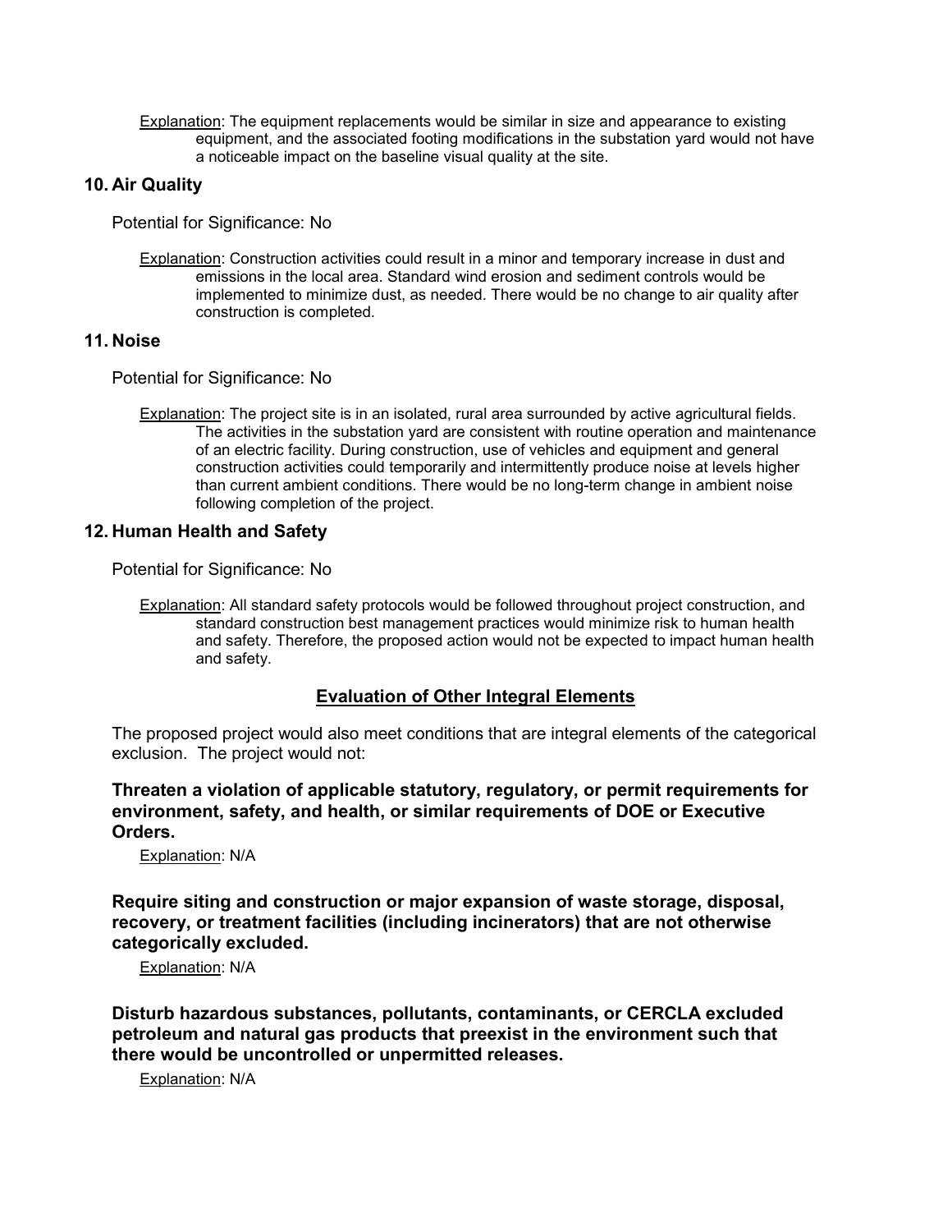Explanation: The equipment replacements would be similar in size and appearance to existing equipment, and the associated footing modifications in the substation yard would not have a noticeable impact on the baseline visual quality at the site.

## 10. Air Quality

Potential for Significance: No

Explanation: Construction activities could result in a minor and temporary increase in dust and emissions in the local area. Standard wind erosion and sediment controls would be implemented to minimize dust, as needed. There would be no change to air quality after construction is completed.

## 11. Noise

Potential for Significance: No

Explanation: The project site is in an isolated, rural area surrounded by active agricultural fields. The activities in the substation yard are consistent with routine operation and maintenance of an electric facility. During construction, use of vehicles and equipment and general construction activities could temporarily and intermittently produce noise at levels higher than current ambient conditions. There would be no long-term change in ambient noise following completion of the project.

## 12. Human Health and Safety

Potential for Significance: No

Explanation: All standard safety protocols would be followed throughout project construction, and standard construction best management practices would minimize risk to human health and safety. Therefore, the proposed action would not be expected to impact human health and safety.

## Evaluation of Other Integral Elements

The proposed project would also meet conditions that are integral elements of the categorical exclusion. The project would not:

**Threaten a violation of applicable statutory, regulatory, or permit requirements for environment, safety, and health, or similar requirements of DOE or Executive Orders.**

Explanation: N/A

**Require siting and construction or major expansion of waste storage, disposal, recovery, or treatment facilities (including incinerators) that are not otherwise categorically excluded.**

Explanation: N/A

**Disturb hazardous substances, pollutants, contaminants, or CERCLA excluded petroleum and natural gas products that preexist in the environment such that there would be uncontrolled or unpermitted releases.**

Explanation: N/A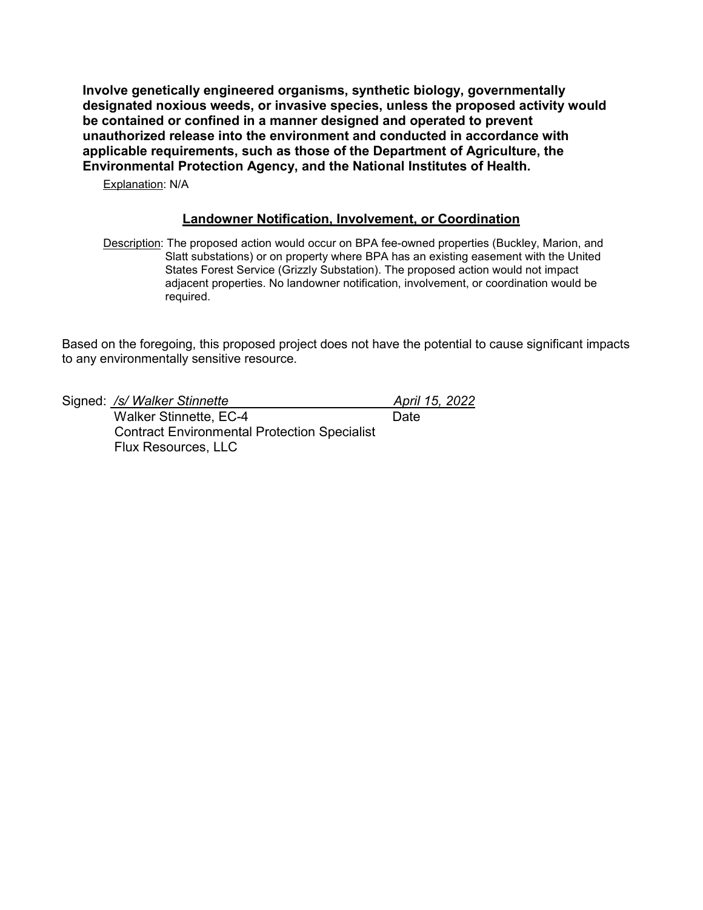**Involve genetically engineered organisms, synthetic biology, governmentally designated noxious weeds, or invasive species, unless the proposed activity would be contained or confined in a manner designed and operated to prevent unauthorized release into the environment and conducted in accordance with applicable requirements, such as those of the Department of Agriculture, the Environmental Protection Agency, and the National Institutes of Health.**

Explanation: N/A

## Landowner Notification, Involvement, or Coordination

Description: The proposed action would occur on BPA fee-owned properties (Buckley, Marion, and Slatt substations) or on property where BPA has an existing easement with the United States Forest Service (Grizzly Substation). The proposed action would not impact adjacent properties. No landowner notification, involvement, or coordination would be required.

Based on the foregoing, this proposed project does not have the potential to cause significant impacts to any environmentally sensitive resource.

Signed: */s/ Walker Stinnette* — *April 15, 2022*

Walker Stinnette, EC-4 — Date

Contract Environmental Protection Specialist

Flux Resources, LLC